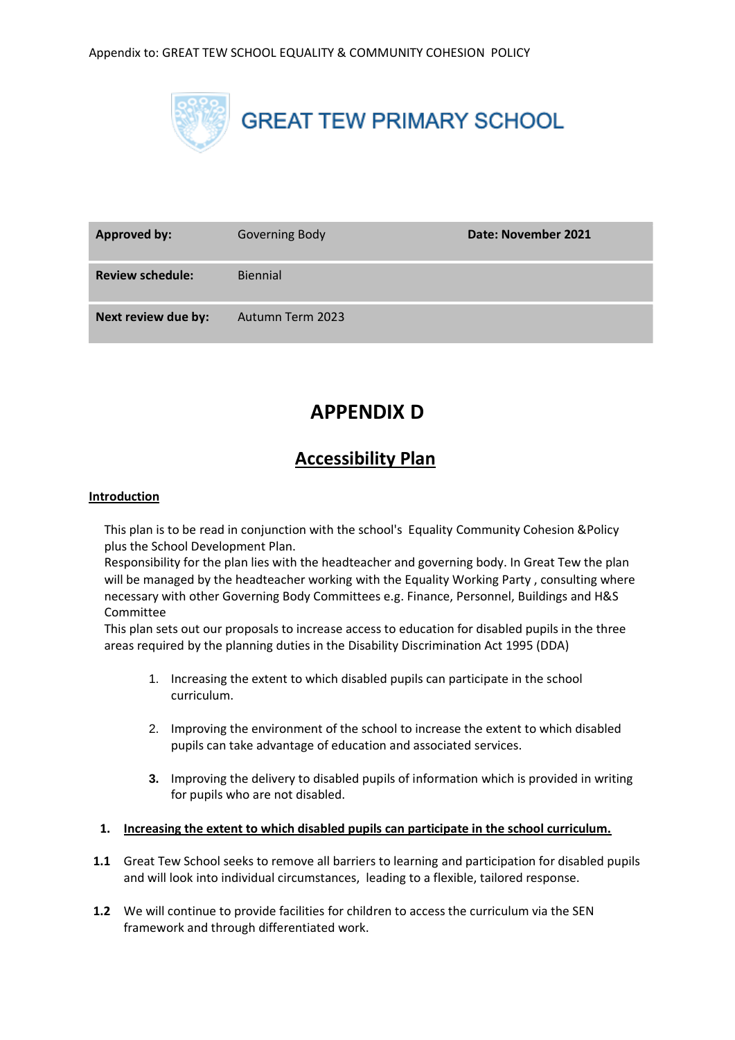Appendix to: GREAT TEW SCHOOL EQUALITY & COMMUNITY COHESION POLICY

GREAT TEW PRIMARY SCHOOL

| **Approved by:** | Governing Body | **Date: November 2021** |
|---|---|---|
| **Review schedule:** | Biennial | |
| **Next review due by:** | Autumn Term 2023 | |

# APPENDIX D

## Accessibility Plan

**Introduction**

This plan is to be read in conjunction with the school's Equality Community Cohesion &Policy plus the School Development Plan.
Responsibility for the plan lies with the headteacher and governing body. In Great Tew the plan will be managed by the headteacher working with the Equality Working Party , consulting where necessary with other Governing Body Committees e.g. Finance, Personnel, Buildings and H&S Committee
This plan sets out our proposals to increase access to education for disabled pupils in the three areas required by the planning duties in the Disability Discrimination Act 1995 (DDA)

1. Increasing the extent to which disabled pupils can participate in the school curriculum.
2. Improving the environment of the school to increase the extent to which disabled pupils can take advantage of education and associated services.
3. Improving the delivery to disabled pupils of information which is provided in writing for pupils who are not disabled.

**1. Increasing the extent to which disabled pupils can participate in the school curriculum.**

**1.1** Great Tew School seeks to remove all barriers to learning and participation for disabled pupils and will look into individual circumstances, leading to a flexible, tailored response.

**1.2** We will continue to provide facilities for children to access the curriculum via the SEN framework and through differentiated work.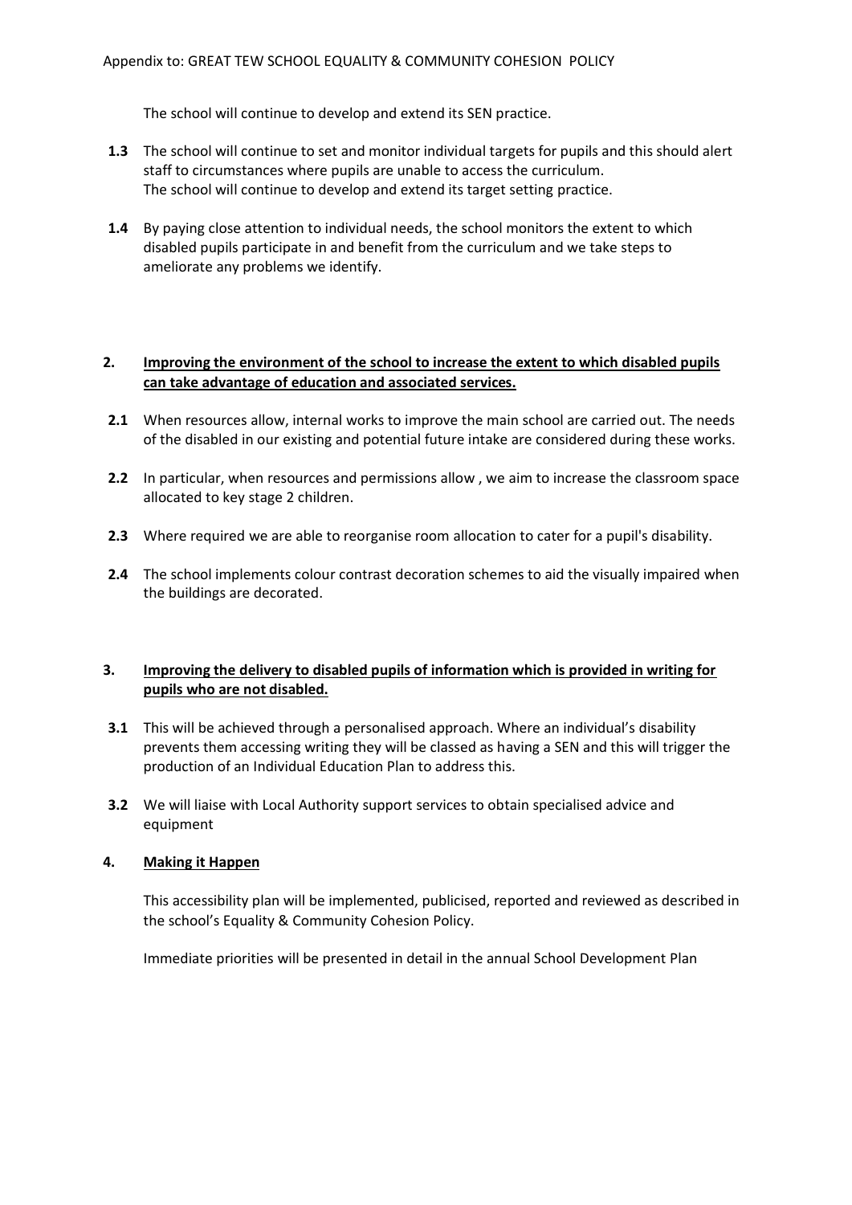The school will continue to develop and extend its SEN practice.

**1.3** The school will continue to set and monitor individual targets for pupils and this should alert staff to circumstances where pupils are unable to access the curriculum. The school will continue to develop and extend its target setting practice.

**1.4** By paying close attention to individual needs, the school monitors the extent to which disabled pupils participate in and benefit from the curriculum and we take steps to ameliorate any problems we identify.

## 2. Improving the environment of the school to increase the extent to which disabled pupils can take advantage of education and associated services.

**2.1** When resources allow, internal works to improve the main school are carried out. The needs of the disabled in our existing and potential future intake are considered during these works.

**2.2** In particular, when resources and permissions allow , we aim to increase the classroom space allocated to key stage 2 children.

**2.3** Where required we are able to reorganise room allocation to cater for a pupil's disability.

**2.4** The school implements colour contrast decoration schemes to aid the visually impaired when the buildings are decorated.

## 3. Improving the delivery to disabled pupils of information which is provided in writing for pupils who are not disabled.

**3.1** This will be achieved through a personalised approach. Where an individual's disability prevents them accessing writing they will be classed as having a SEN and this will trigger the production of an Individual Education Plan to address this.

**3.2** We will liaise with Local Authority support services to obtain specialised advice and equipment

## 4. Making it Happen

This accessibility plan will be implemented, publicised, reported and reviewed as described in the school's Equality & Community Cohesion Policy.

Immediate priorities will be presented in detail in the annual School Development Plan